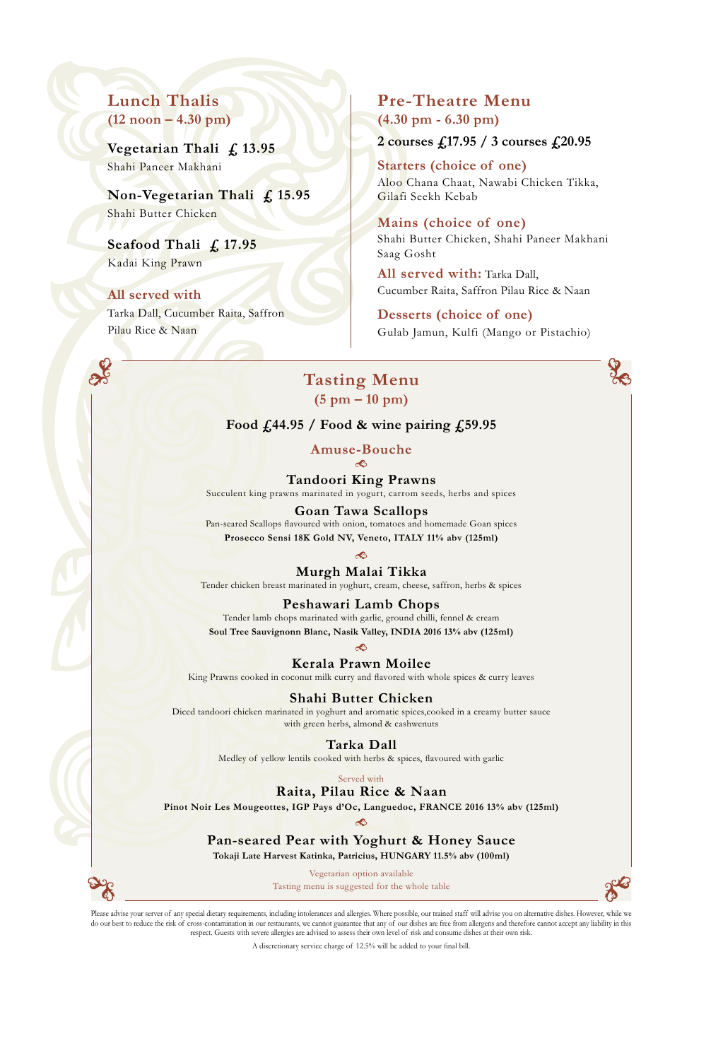## Lunch Thalis
**(12 noon – 4.30 pm)**

**Vegetarian Thali £ 13.95**
Shahi Paneer Makhani

**Non-Vegetarian Thali £ 15.95**
Shahi Butter Chicken

**Seafood Thali £ 17.95**
Kadai King Prawn

**All served with**
Tarka Dall, Cucumber Raita, Saffron Pilau Rice & Naan

## Pre-Theatre Menu
**(4.30 pm - 6.30 pm)**

**2 courses £17.95 / 3 courses £20.95**

**Starters (choice of one)**
Aloo Chana Chaat, Nawabi Chicken Tikka, Gilafi Seekh Kebab

**Mains (choice of one)**
Shahi Butter Chicken, Shahi Paneer Makhani
Saag Gosht

**All served with:** Tarka Dall, Cucumber Raita, Saffron Pilau Rice & Naan

**Desserts (choice of one)**
Gulab Jamun, Kulfi (Mango or Pistachio)

## Tasting Menu
**(5 pm – 10 pm)**

**Food £44.95 / Food & wine pairing £59.95**

**Amuse-Bouche**

**Tandoori King Prawns**
Succulent king prawns marinated in yogurt, carrom seeds, herbs and spices

**Goan Tawa Scallops**
Pan-seared Scallops flavoured with onion, tomatoes and homemade Goan spices
**Prosecco Sensi 18K Gold NV, Veneto, ITALY 11% abv (125ml)**

**Murgh Malai Tikka**
Tender chicken breast marinated in yoghurt, cream, cheese, saffron, herbs & spices

**Peshawari Lamb Chops**
Tender lamb chops marinated with garlic, ground chilli, fennel & cream
**Soul Tree Sauvignonn Blanc, Nasik Valley, INDIA 2016 13% abv (125ml)**

**Kerala Prawn Moilee**
King Prawns cooked in coconut milk curry and flavored with whole spices & curry leaves

**Shahi Butter Chicken**
Diced tandoori chicken marinated in yoghurt and aromatic spices,cooked in a creamy butter sauce with green herbs, almond & cashwenuts

**Tarka Dall**
Medley of yellow lentils cooked with herbs & spices, flavoured with garlic

Served with
**Raita, Pilau Rice & Naan**
**Pinot Noir Les Mougeottes, IGP Pays d'Oc, Languedoc, FRANCE 2016 13% abv (125ml)**

**Pan-seared Pear with Yoghurt & Honey Sauce**
**Tokaji Late Harvest Katinka, Patricius, HUNGARY 11.5% abv (100ml)**

Vegetarian option available
Tasting menu is suggested for the whole table

Please advise your server of any special dietary requirements, including intolerances and allergies. Where possible, our trained staff will advise you on alternative dishes. However, while we do our best to reduce the risk of cross-contamination in our restaurants, we cannot guarantee that any of our dishes are free from allergens and therefore cannot accept any liability in this respect. Guests with severe allergies are advised to assess their own level of risk and consume dishes at their own risk.

A discretionary service charge of 12.5% will be added to your final bill.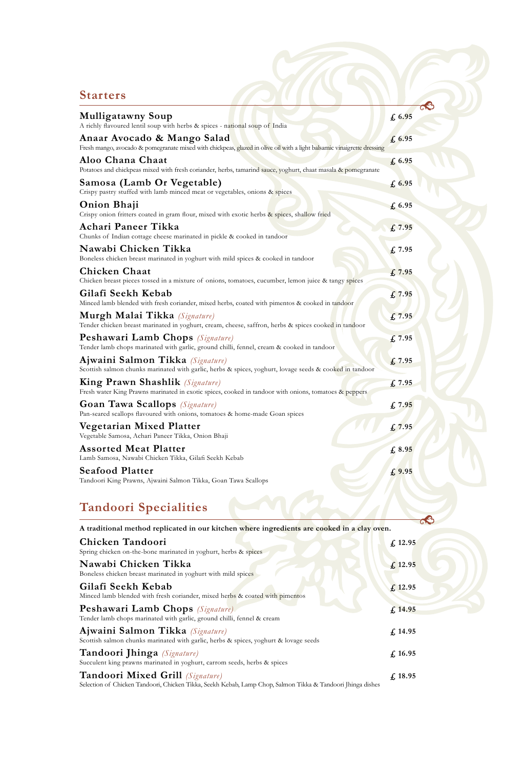## Starters

**Mulligatawny Soup** — £ 6.95
A richly flavoured lentil soup with herbs & spices - national soup of India

**Anaar Avocado & Mango Salad** — £ 6.95
Fresh mango, avocado & pomegranate mixed with chickpeas, glazed in olive oil with a light balsamic vinaigrette dressing

**Aloo Chana Chaat** — £ 6.95
Potatoes and chickpeas mixed with fresh coriander, herbs, tamarind sauce, yoghurt, chaat masala & pomegranate

**Samosa (Lamb Or Vegetable)** — £ 6.95
Crispy pastry stuffed with lamb minced meat or vegetables, onions & spices

**Onion Bhaji** — £ 6.95
Crispy onion fritters coated in gram flour, mixed with exotic herbs & spices, shallow fried

**Achari Paneer Tikka** — £ 7.95
Chunks of Indian cottage cheese marinated in pickle & cooked in tandoor

**Nawabi Chicken Tikka** — £ 7.95
Boneless chicken breast marinated in yoghurt with mild spices & cooked in tandoor

**Chicken Chaat** — £ 7.95
Chicken breast pieces tossed in a mixture of onions, tomatoes, cucumber, lemon juice & tangy spices

**Gilafi Seekh Kebab** — £ 7.95
Minced lamb blended with fresh coriander, mixed herbs, coated with pimentos & cooked in tandoor

**Murgh Malai Tikka** *(Signature)* — £ 7.95
Tender chicken breast marinated in yoghurt, cream, cheese, saffron, herbs & spices cooked in tandoor

**Peshawari Lamb Chops** *(Signature)* — £ 7.95
Tender lamb chops marinated with garlic, ground chilli, fennel, cream & cooked in tandoor

**Ajwaini Salmon Tikka** *(Signature)* — £ 7.95
Scottish salmon chunks marinated with garlic, herbs & spices, yoghurt, lovage seeds & cooked in tandoor

**King Prawn Shashlik** *(Signature)* — £ 7.95
Fresh water King Prawns marinated in exotic spices, cooked in tandoor with onions, tomatoes & peppers

**Goan Tawa Scallops** *(Signature)* — £ 7.95
Pan-seared scallops flavoured with onions, tomatoes & home-made Goan spices

**Vegetarian Mixed Platter** — £ 7.95
Vegetable Samosa, Achari Paneer Tikka, Onion Bhaji

**Assorted Meat Platter** — £ 8.95
Lamb Samosa, Nawabi Chicken Tikka, Gilafi Seekh Kebab

**Seafood Platter** — £ 9.95
Tandoori King Prawns, Ajwaini Salmon Tikka, Goan Tawa Scallops

## Tandoori Specialities

**A traditional method replicated in our kitchen where ingredients are cooked in a clay oven.**

**Chicken Tandoori** — £ 12.95
Spring chicken on-the-bone marinated in yoghurt, herbs & spices

**Nawabi Chicken Tikka** — £ 12.95
Boneless chicken breast marinated in yoghurt with mild spices

**Gilafi Seekh Kebab** — £ 12.95
Minced lamb blended with fresh coriander, mixed herbs & coated with pimentos

**Peshawari Lamb Chops** *(Signature)* — £ 14.95
Tender lamb chops marinated with garlic, ground chilli, fennel & cream

**Ajwaini Salmon Tikka** *(Signature)* — £ 14.95
Scottish salmon chunks marinated with garlic, herbs & spices, yoghurt & lovage seeds

**Tandoori Jhinga** *(Signature)* — £ 16.95
Succulent king prawns marinated in yoghurt, carrom seeds, herbs & spices

**Tandoori Mixed Grill** *(Signature)* — £ 18.95
Selection of Chicken Tandoori, Chicken Tikka, Seekh Kebab, Lamp Chop, Salmon Tikka & Tandoori Jhinga dishes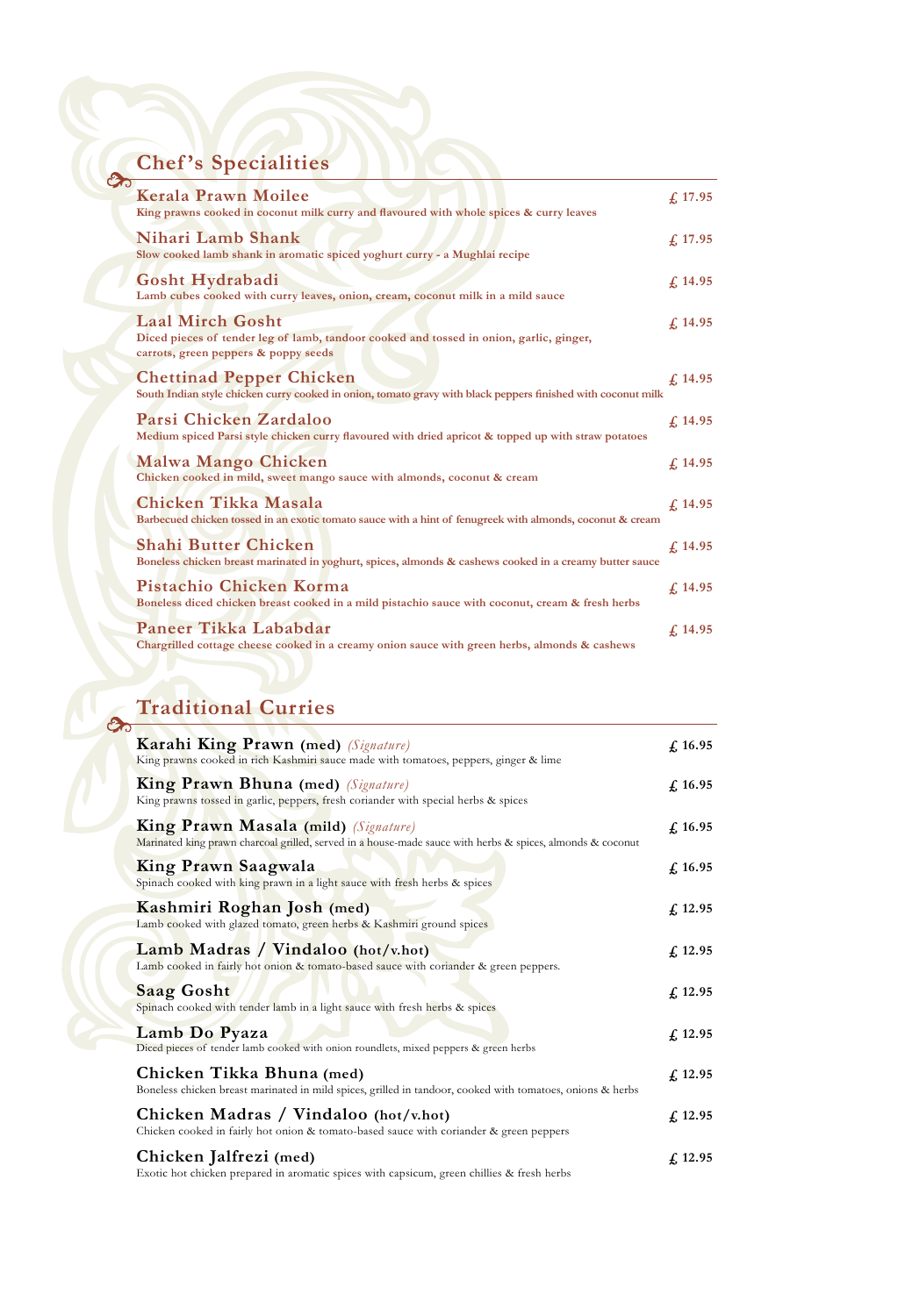## Chef's Specialities

**Kerala Prawn Moilee** — £ 17.95
King prawns cooked in coconut milk curry and flavoured with whole spices & curry leaves

**Nihari Lamb Shank** — £ 17.95
Slow cooked lamb shank in aromatic spiced yoghurt curry - a Mughlai recipe

**Gosht Hydrabadi** — £ 14.95
Lamb cubes cooked with curry leaves, onion, cream, coconut milk in a mild sauce

**Laal Mirch Gosht** — £ 14.95
Diced pieces of tender leg of lamb, tandoor cooked and tossed in onion, garlic, ginger, carrots, green peppers & poppy seeds

**Chettinad Pepper Chicken** — £ 14.95
South Indian style chicken curry cooked in onion, tomato gravy with black peppers finished with coconut milk

**Parsi Chicken Zardaloo** — £ 14.95
Medium spiced Parsi style chicken curry flavoured with dried apricot & topped up with straw potatoes

**Malwa Mango Chicken** — £ 14.95
Chicken cooked in mild, sweet mango sauce with almonds, coconut & cream

**Chicken Tikka Masala** — £ 14.95
Barbecued chicken tossed in an exotic tomato sauce with a hint of fenugreek with almonds, coconut & cream

**Shahi Butter Chicken** — £ 14.95
Boneless chicken breast marinated in yoghurt, spices, almonds & cashews cooked in a creamy butter sauce

**Pistachio Chicken Korma** — £ 14.95
Boneless diced chicken breast cooked in a mild pistachio sauce with coconut, cream & fresh herbs

**Paneer Tikka Lababdar** — £ 14.95
Chargrilled cottage cheese cooked in a creamy onion sauce with green herbs, almonds & cashews

## Traditional Curries

**Karahi King Prawn (med)** *(Signature)* — £ 16.95
King prawns cooked in rich Kashmiri sauce made with tomatoes, peppers, ginger & lime

**King Prawn Bhuna (med)** *(Signature)* — £ 16.95
King prawns tossed in garlic, peppers, fresh coriander with special herbs & spices

**King Prawn Masala (mild)** *(Signature)* — £ 16.95
Marinated king prawn charcoal grilled, served in a house-made sauce with herbs & spices, almonds & coconut

**King Prawn Saagwala** — £ 16.95
Spinach cooked with king prawn in a light sauce with fresh herbs & spices

**Kashmiri Roghan Josh (med)** — £ 12.95
Lamb cooked with glazed tomato, green herbs & Kashmiri ground spices

**Lamb Madras / Vindaloo (hot/v.hot)** — £ 12.95
Lamb cooked in fairly hot onion & tomato-based sauce with coriander & green peppers.

**Saag Gosht** — £ 12.95
Spinach cooked with tender lamb in a light sauce with fresh herbs & spices

**Lamb Do Pyaza** — £ 12.95
Diced pieces of tender lamb cooked with onion roundlets, mixed peppers & green herbs

**Chicken Tikka Bhuna (med)** — £ 12.95
Boneless chicken breast marinated in mild spices, grilled in tandoor, cooked with tomatoes, onions & herbs

**Chicken Madras / Vindaloo (hot/v.hot)** — £ 12.95
Chicken cooked in fairly hot onion & tomato-based sauce with coriander & green peppers

**Chicken Jalfrezi (med)** — £ 12.95
Exotic hot chicken prepared in aromatic spices with capsicum, green chillies & fresh herbs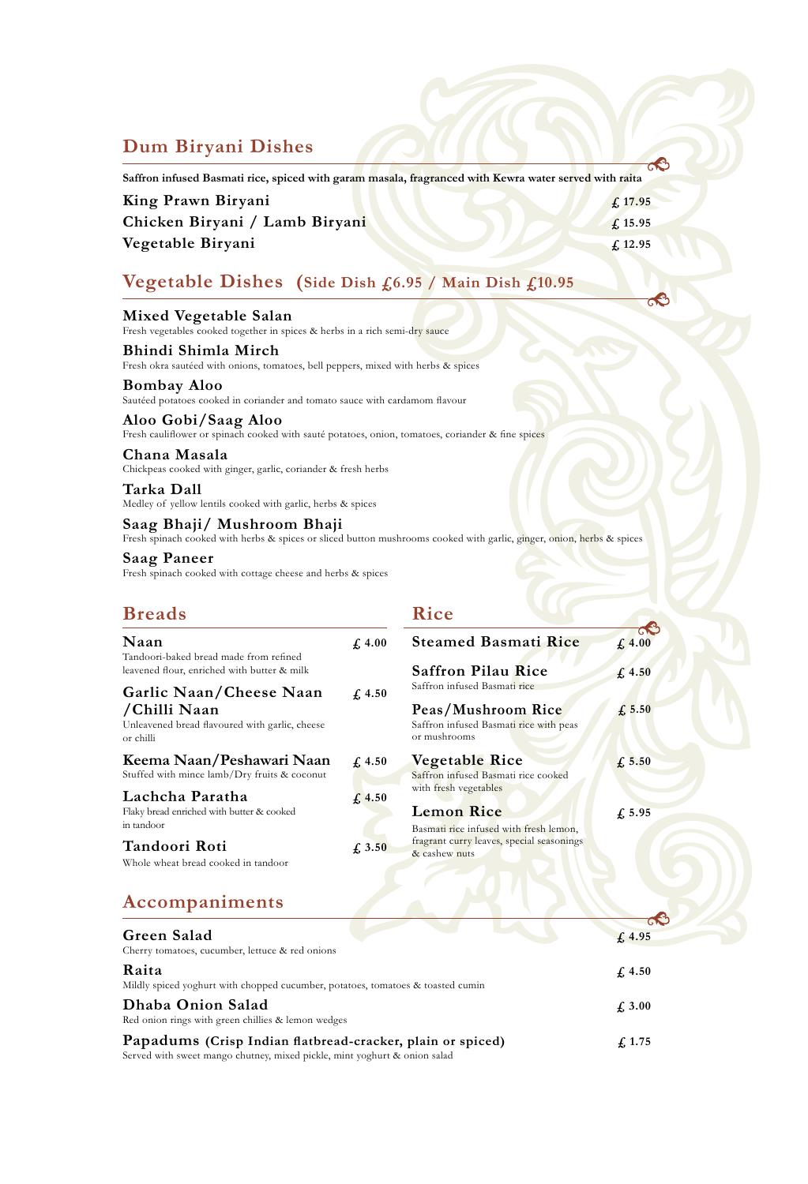## Dum Biryani Dishes

**Saffron infused Basmati rice, spiced with garam masala, fragranced with Kewra water served with raita**

| | |
|---|---|
| **King Prawn Biryani** | £ 17.95 |
| **Chicken Biryani / Lamb Biryani** | £ 15.95 |
| **Vegetable Biryani** | £ 12.95 |

## Vegetable Dishes (Side Dish £6.95 / Main Dish £10.95)

**Mixed Vegetable Salan**
Fresh vegetables cooked together in spices & herbs in a rich semi-dry sauce

**Bhindi Shimla Mirch**
Fresh okra sautéed with onions, tomatoes, bell peppers, mixed with herbs & spices

**Bombay Aloo**
Sautéed potatoes cooked in coriander and tomato sauce with cardamom flavour

**Aloo Gobi/Saag Aloo**
Fresh cauliflower or spinach cooked with sauté potatoes, onion, tomatoes, coriander & fine spices

**Chana Masala**
Chickpeas cooked with ginger, garlic, coriander & fresh herbs

**Tarka Dall**
Medley of yellow lentils cooked with garlic, herbs & spices

**Saag Bhaji/ Mushroom Bhaji**
Fresh spinach cooked with herbs & spices or sliced button mushrooms cooked with garlic, ginger, onion, herbs & spices

**Saag Paneer**
Fresh spinach cooked with cottage cheese and herbs & spices

## Breads

**Naan** — £ 4.00
Tandoori-baked bread made from refined leavened flour, enriched with butter & milk

**Garlic Naan/Cheese Naan /Chilli Naan** — £ 4.50
Unleavened bread flavoured with garlic, cheese or chilli

**Keema Naan/Peshawari Naan** — £ 4.50
Stuffed with mince lamb/Dry fruits & coconut

**Lachcha Paratha** — £ 4.50
Flaky bread enriched with butter & cooked in tandoor

**Tandoori Roti** — £ 3.50
Whole wheat bread cooked in tandoor

## Rice

**Steamed Basmati Rice** — £ 4.00

**Saffron Pilau Rice** — £ 4.50
Saffron infused Basmati rice

**Peas/Mushroom Rice** — £ 5.50
Saffron infused Basmati rice with peas or mushrooms

**Vegetable Rice** — £ 5.50
Saffron infused Basmati rice cooked with fresh vegetables

**Lemon Rice** — £ 5.95
Basmati rice infused with fresh lemon, fragrant curry leaves, special seasonings & cashew nuts

## Accompaniments

**Green Salad** — £ 4.95
Cherry tomatoes, cucumber, lettuce & red onions

**Raita** — £ 4.50
Mildly spiced yoghurt with chopped cucumber, potatoes, tomatoes & toasted cumin

**Dhaba Onion Salad** — £ 3.00
Red onion rings with green chillies & lemon wedges

**Papadums (Crisp Indian flatbread-cracker, plain or spiced)** — £ 1.75
Served with sweet mango chutney, mixed pickle, mint yoghurt & onion salad